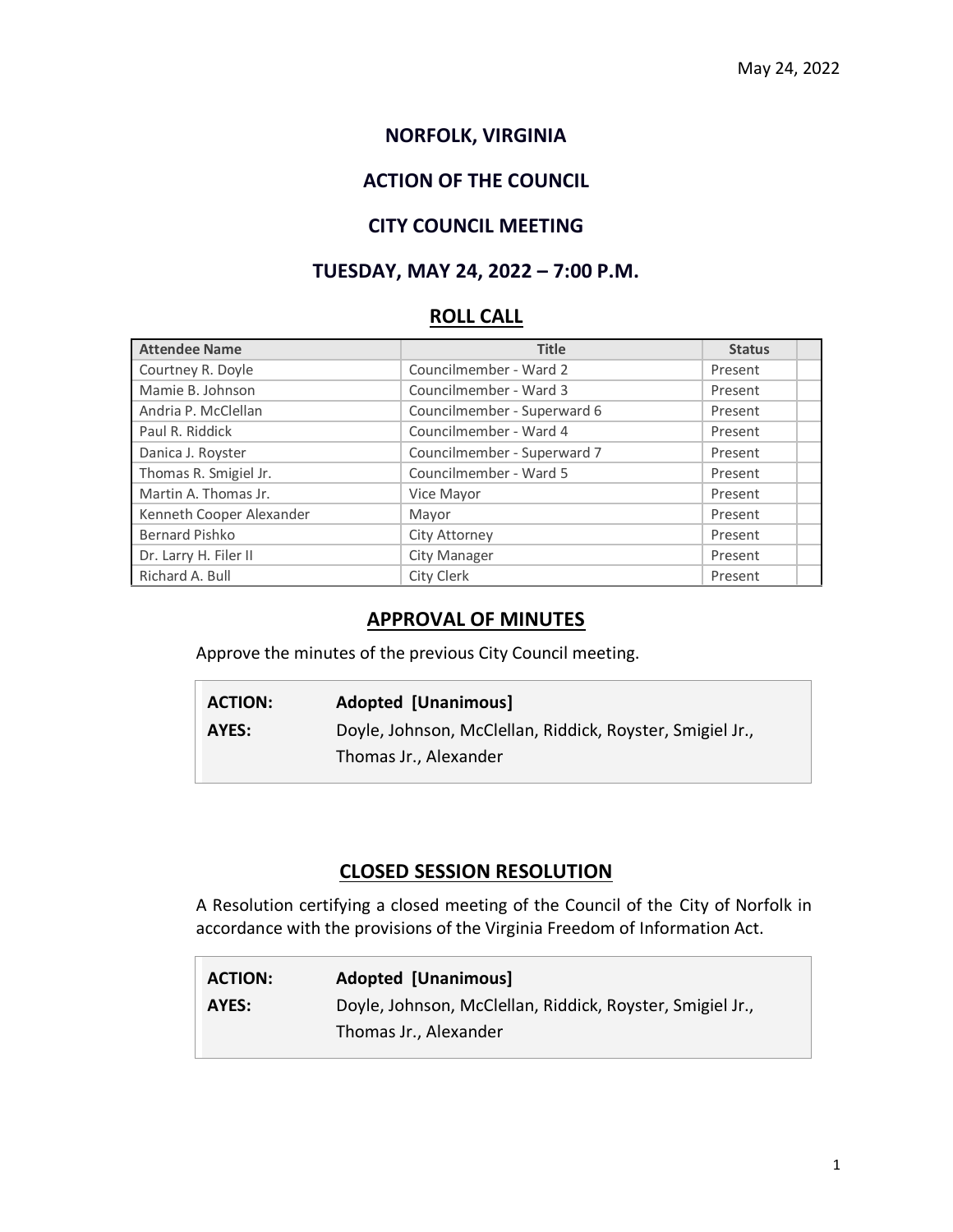May 24, 2022

# NORFOLK, VIRGINIA

# ACTION OF THE COUNCIL

# CITY COUNCIL MEETING

# TUESDAY, MAY 24, 2022 – 7:00 P.M.

## ROLL CALL

| Attendee Name | Title | Status | |
|---|---|---|---|
| Courtney R. Doyle | Councilmember - Ward 2 | Present | |
| Mamie B. Johnson | Councilmember - Ward 3 | Present | |
| Andria P. McClellan | Councilmember - Superward 6 | Present | |
| Paul R. Riddick | Councilmember - Ward 4 | Present | |
| Danica J. Royster | Councilmember - Superward 7 | Present | |
| Thomas R. Smigiel Jr. | Councilmember - Ward 5 | Present | |
| Martin A. Thomas Jr. | Vice Mayor | Present | |
| Kenneth Cooper Alexander | Mayor | Present | |
| Bernard Pishko | City Attorney | Present | |
| Dr. Larry H. Filer II | City Manager | Present | |
| Richard A. Bull | City Clerk | Present | |

## APPROVAL OF MINUTES

Approve the minutes of the previous City Council meeting.

| | |
|---|---|
| **ACTION:** | **Adopted [Unanimous]** |
| **AYES:** | Doyle, Johnson, McClellan, Riddick, Royster, Smigiel Jr., Thomas Jr., Alexander |

## CLOSED SESSION RESOLUTION

A Resolution certifying a closed meeting of the Council of the City of Norfolk in accordance with the provisions of the Virginia Freedom of Information Act.

| | |
|---|---|
| **ACTION:** | **Adopted [Unanimous]** |
| **AYES:** | Doyle, Johnson, McClellan, Riddick, Royster, Smigiel Jr., Thomas Jr., Alexander |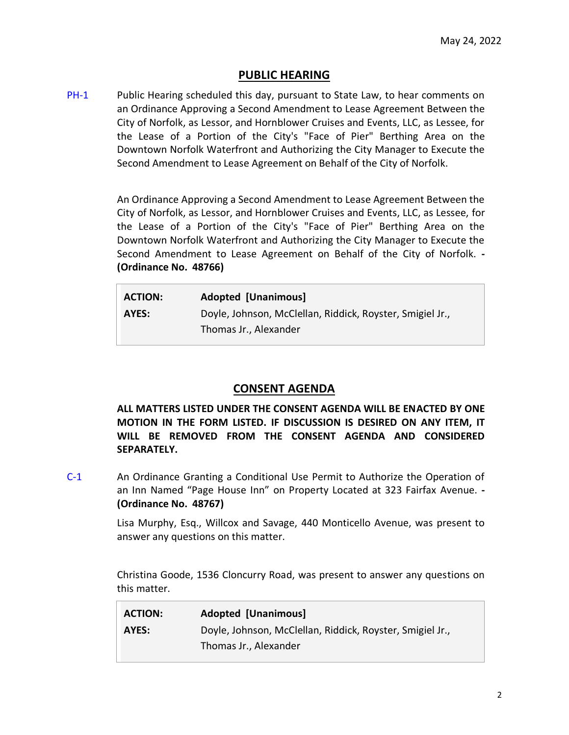May 24, 2022

## PUBLIC HEARING

PH-1 Public Hearing scheduled this day, pursuant to State Law, to hear comments on an Ordinance Approving a Second Amendment to Lease Agreement Between the City of Norfolk, as Lessor, and Hornblower Cruises and Events, LLC, as Lessee, for the Lease of a Portion of the City's "Face of Pier" Berthing Area on the Downtown Norfolk Waterfront and Authorizing the City Manager to Execute the Second Amendment to Lease Agreement on Behalf of the City of Norfolk.

An Ordinance Approving a Second Amendment to Lease Agreement Between the City of Norfolk, as Lessor, and Hornblower Cruises and Events, LLC, as Lessee, for the Lease of a Portion of the City's "Face of Pier" Berthing Area on the Downtown Norfolk Waterfront and Authorizing the City Manager to Execute the Second Amendment to Lease Agreement on Behalf of the City of Norfolk. **- (Ordinance No. 48766)**

| | |
|---|---|
| **ACTION:** | **Adopted [Unanimous]** |
| **AYES:** | Doyle, Johnson, McClellan, Riddick, Royster, Smigiel Jr., Thomas Jr., Alexander |

## CONSENT AGENDA

**ALL MATTERS LISTED UNDER THE CONSENT AGENDA WILL BE ENACTED BY ONE MOTION IN THE FORM LISTED. IF DISCUSSION IS DESIRED ON ANY ITEM, IT WILL BE REMOVED FROM THE CONSENT AGENDA AND CONSIDERED SEPARATELY.**

C-1 An Ordinance Granting a Conditional Use Permit to Authorize the Operation of an Inn Named "Page House Inn" on Property Located at 323 Fairfax Avenue. **- (Ordinance No. 48767)**

Lisa Murphy, Esq., Willcox and Savage, 440 Monticello Avenue, was present to answer any questions on this matter.

Christina Goode, 1536 Cloncurry Road, was present to answer any questions on this matter.

| | |
|---|---|
| **ACTION:** | **Adopted [Unanimous]** |
| **AYES:** | Doyle, Johnson, McClellan, Riddick, Royster, Smigiel Jr., Thomas Jr., Alexander |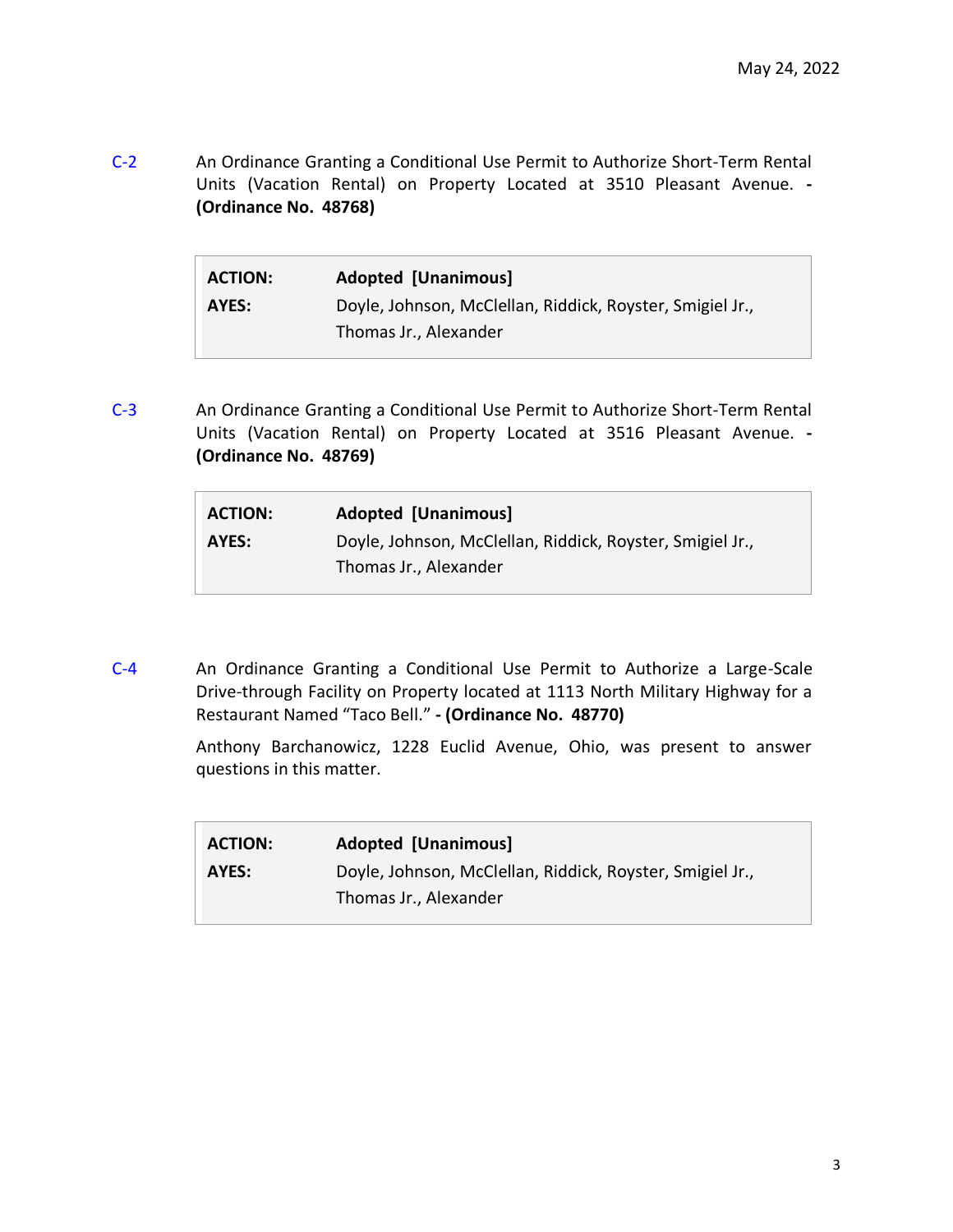C-2 An Ordinance Granting a Conditional Use Permit to Authorize Short-Term Rental Units (Vacation Rental) on Property Located at 3510 Pleasant Avenue. **- (Ordinance No. 48768)**

| | |
|---|---|
| **ACTION:** | **Adopted [Unanimous]** |
| **AYES:** | Doyle, Johnson, McClellan, Riddick, Royster, Smigiel Jr., Thomas Jr., Alexander |

C-3 An Ordinance Granting a Conditional Use Permit to Authorize Short-Term Rental Units (Vacation Rental) on Property Located at 3516 Pleasant Avenue. **- (Ordinance No. 48769)**

| | |
|---|---|
| **ACTION:** | **Adopted [Unanimous]** |
| **AYES:** | Doyle, Johnson, McClellan, Riddick, Royster, Smigiel Jr., Thomas Jr., Alexander |

C-4 An Ordinance Granting a Conditional Use Permit to Authorize a Large-Scale Drive-through Facility on Property located at 1113 North Military Highway for a Restaurant Named "Taco Bell." **- (Ordinance No. 48770)**

Anthony Barchanowicz, 1228 Euclid Avenue, Ohio, was present to answer questions in this matter.

| | |
|---|---|
| **ACTION:** | **Adopted [Unanimous]** |
| **AYES:** | Doyle, Johnson, McClellan, Riddick, Royster, Smigiel Jr., Thomas Jr., Alexander |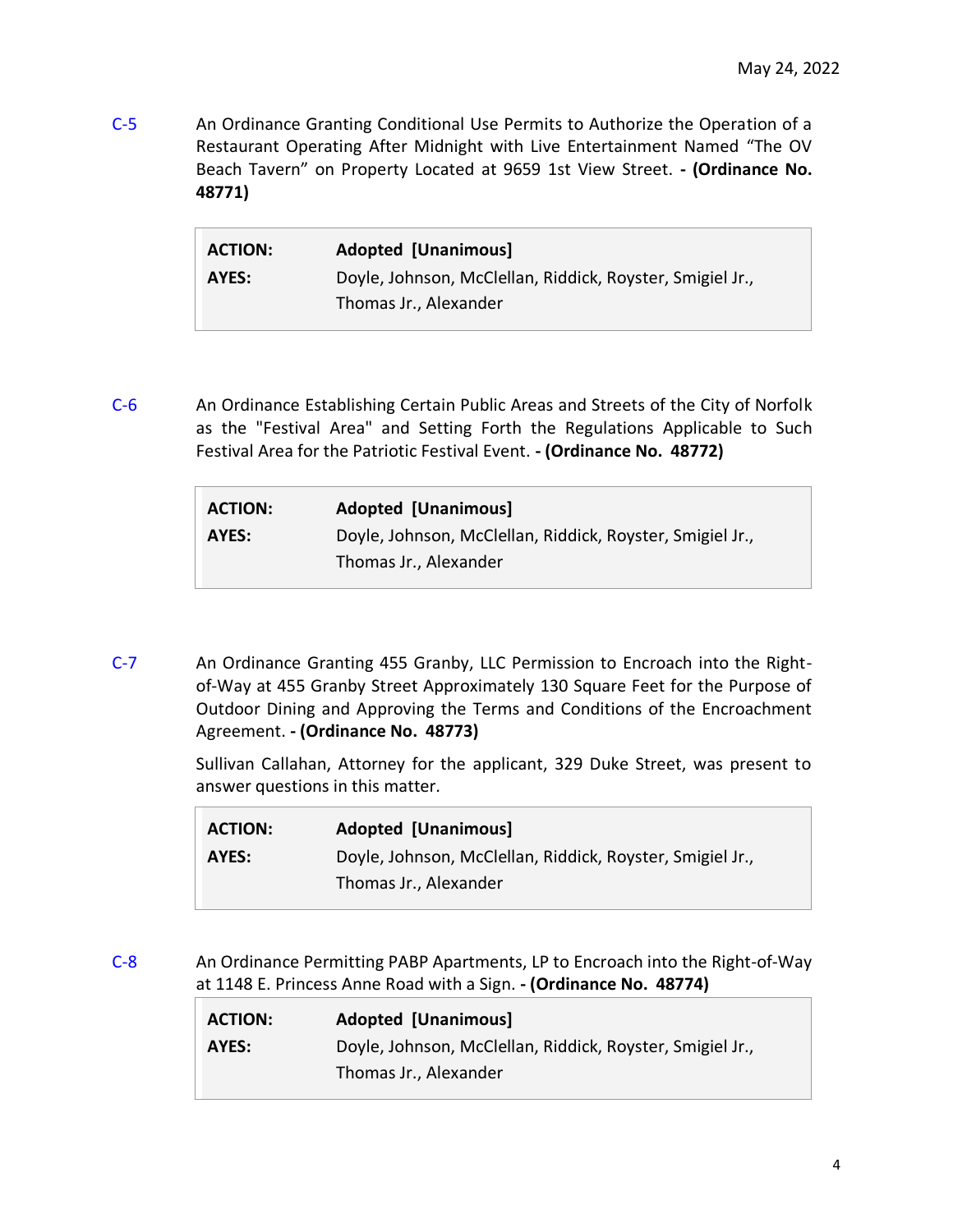C-5 An Ordinance Granting Conditional Use Permits to Authorize the Operation of a Restaurant Operating After Midnight with Live Entertainment Named "The OV Beach Tavern" on Property Located at 9659 1st View Street. **- (Ordinance No. 48771)**

| | |
|---|---|
| **ACTION:** | **Adopted [Unanimous]** |
| **AYES:** | Doyle, Johnson, McClellan, Riddick, Royster, Smigiel Jr., Thomas Jr., Alexander |

C-6 An Ordinance Establishing Certain Public Areas and Streets of the City of Norfolk as the "Festival Area" and Setting Forth the Regulations Applicable to Such Festival Area for the Patriotic Festival Event. **- (Ordinance No. 48772)**

| | |
|---|---|
| **ACTION:** | **Adopted [Unanimous]** |
| **AYES:** | Doyle, Johnson, McClellan, Riddick, Royster, Smigiel Jr., Thomas Jr., Alexander |

C-7 An Ordinance Granting 455 Granby, LLC Permission to Encroach into the Right-of-Way at 455 Granby Street Approximately 130 Square Feet for the Purpose of Outdoor Dining and Approving the Terms and Conditions of the Encroachment Agreement. **- (Ordinance No. 48773)**

Sullivan Callahan, Attorney for the applicant, 329 Duke Street, was present to answer questions in this matter.

| | |
|---|---|
| **ACTION:** | **Adopted [Unanimous]** |
| **AYES:** | Doyle, Johnson, McClellan, Riddick, Royster, Smigiel Jr., Thomas Jr., Alexander |

C-8 An Ordinance Permitting PABP Apartments, LP to Encroach into the Right-of-Way at 1148 E. Princess Anne Road with a Sign. **- (Ordinance No. 48774)**

| | |
|---|---|
| **ACTION:** | **Adopted [Unanimous]** |
| **AYES:** | Doyle, Johnson, McClellan, Riddick, Royster, Smigiel Jr., Thomas Jr., Alexander |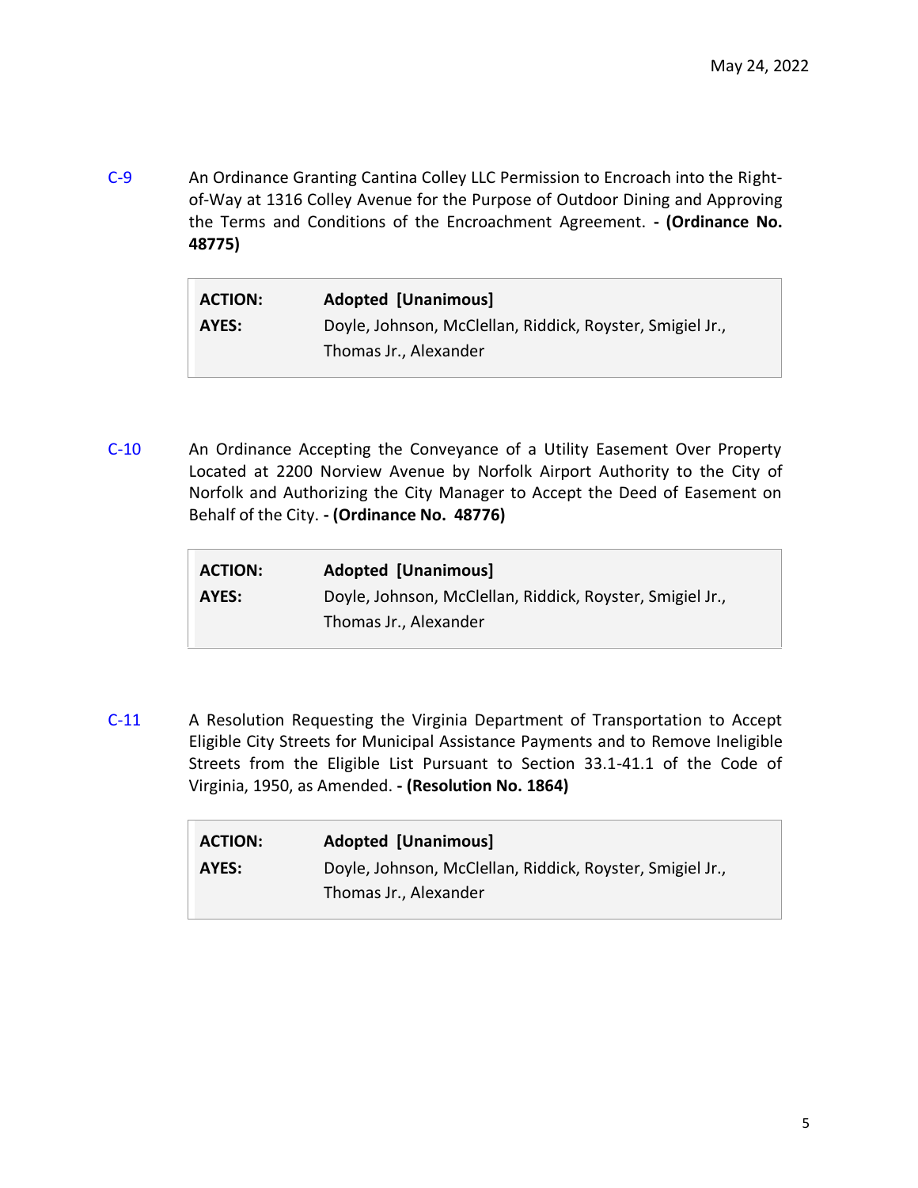C-9 An Ordinance Granting Cantina Colley LLC Permission to Encroach into the Right-of-Way at 1316 Colley Avenue for the Purpose of Outdoor Dining and Approving the Terms and Conditions of the Encroachment Agreement. **- (Ordinance No. 48775)**

| | |
|---|---|
| **ACTION:** | **Adopted [Unanimous]** |
| **AYES:** | Doyle, Johnson, McClellan, Riddick, Royster, Smigiel Jr., Thomas Jr., Alexander |

C-10 An Ordinance Accepting the Conveyance of a Utility Easement Over Property Located at 2200 Norview Avenue by Norfolk Airport Authority to the City of Norfolk and Authorizing the City Manager to Accept the Deed of Easement on Behalf of the City. **- (Ordinance No. 48776)**

| | |
|---|---|
| **ACTION:** | **Adopted [Unanimous]** |
| **AYES:** | Doyle, Johnson, McClellan, Riddick, Royster, Smigiel Jr., Thomas Jr., Alexander |

C-11 A Resolution Requesting the Virginia Department of Transportation to Accept Eligible City Streets for Municipal Assistance Payments and to Remove Ineligible Streets from the Eligible List Pursuant to Section 33.1-41.1 of the Code of Virginia, 1950, as Amended. **- (Resolution No. 1864)**

| | |
|---|---|
| **ACTION:** | **Adopted [Unanimous]** |
| **AYES:** | Doyle, Johnson, McClellan, Riddick, Royster, Smigiel Jr., Thomas Jr., Alexander |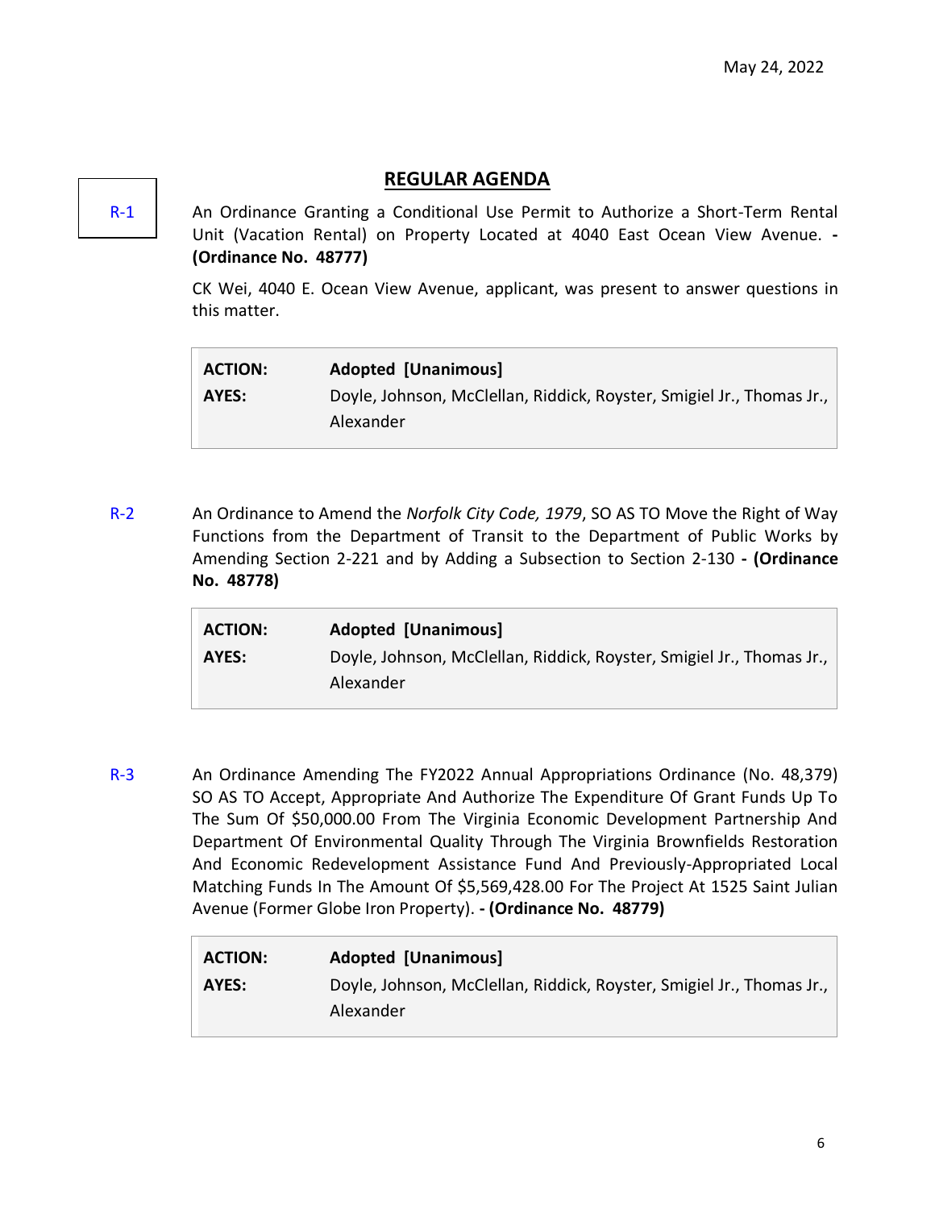May 24, 2022

## REGULAR AGENDA

R-1

An Ordinance Granting a Conditional Use Permit to Authorize a Short-Term Rental Unit (Vacation Rental) on Property Located at 4040 East Ocean View Avenue. **- (Ordinance No. 48777)**

CK Wei, 4040 E. Ocean View Avenue, applicant, was present to answer questions in this matter.

| **ACTION:** | **Adopted [Unanimous]** |
|---|---|
| **AYES:** | Doyle, Johnson, McClellan, Riddick, Royster, Smigiel Jr., Thomas Jr., Alexander |

R-2

An Ordinance to Amend the *Norfolk City Code, 1979*, SO AS TO Move the Right of Way Functions from the Department of Transit to the Department of Public Works by Amending Section 2-221 and by Adding a Subsection to Section 2-130 **- (Ordinance No. 48778)**

| **ACTION:** | **Adopted [Unanimous]** |
|---|---|
| **AYES:** | Doyle, Johnson, McClellan, Riddick, Royster, Smigiel Jr., Thomas Jr., Alexander |

R-3

An Ordinance Amending The FY2022 Annual Appropriations Ordinance (No. 48,379) SO AS TO Accept, Appropriate And Authorize The Expenditure Of Grant Funds Up To The Sum Of $50,000.00 From The Virginia Economic Development Partnership And Department Of Environmental Quality Through The Virginia Brownfields Restoration And Economic Redevelopment Assistance Fund And Previously-Appropriated Local Matching Funds In The Amount Of $5,569,428.00 For The Project At 1525 Saint Julian Avenue (Former Globe Iron Property). **- (Ordinance No. 48779)**

| **ACTION:** | **Adopted [Unanimous]** |
|---|---|
| **AYES:** | Doyle, Johnson, McClellan, Riddick, Royster, Smigiel Jr., Thomas Jr., Alexander |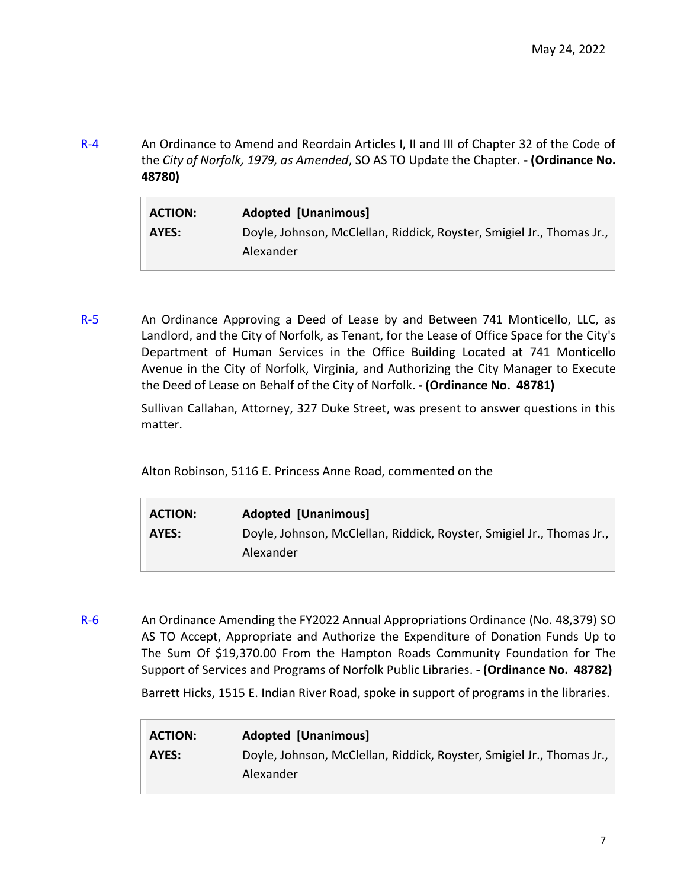R-4 An Ordinance to Amend and Reordain Articles I, II and III of Chapter 32 of the Code of the *City of Norfolk, 1979, as Amended*, SO AS TO Update the Chapter. **- (Ordinance No. 48780)**

| **ACTION:** | **Adopted [Unanimous]** |
|---|---|
| **AYES:** | Doyle, Johnson, McClellan, Riddick, Royster, Smigiel Jr., Thomas Jr., Alexander |

R-5 An Ordinance Approving a Deed of Lease by and Between 741 Monticello, LLC, as Landlord, and the City of Norfolk, as Tenant, for the Lease of Office Space for the City's Department of Human Services in the Office Building Located at 741 Monticello Avenue in the City of Norfolk, Virginia, and Authorizing the City Manager to Execute the Deed of Lease on Behalf of the City of Norfolk. **- (Ordinance No. 48781)**

Sullivan Callahan, Attorney, 327 Duke Street, was present to answer questions in this matter.

Alton Robinson, 5116 E. Princess Anne Road, commented on the

| **ACTION:** | **Adopted [Unanimous]** |
|---|---|
| **AYES:** | Doyle, Johnson, McClellan, Riddick, Royster, Smigiel Jr., Thomas Jr., Alexander |

R-6 An Ordinance Amending the FY2022 Annual Appropriations Ordinance (No. 48,379) SO AS TO Accept, Appropriate and Authorize the Expenditure of Donation Funds Up to The Sum Of $19,370.00 From the Hampton Roads Community Foundation for The Support of Services and Programs of Norfolk Public Libraries. **- (Ordinance No. 48782)**

Barrett Hicks, 1515 E. Indian River Road, spoke in support of programs in the libraries.

| **ACTION:** | **Adopted [Unanimous]** |
|---|---|
| **AYES:** | Doyle, Johnson, McClellan, Riddick, Royster, Smigiel Jr., Thomas Jr., Alexander |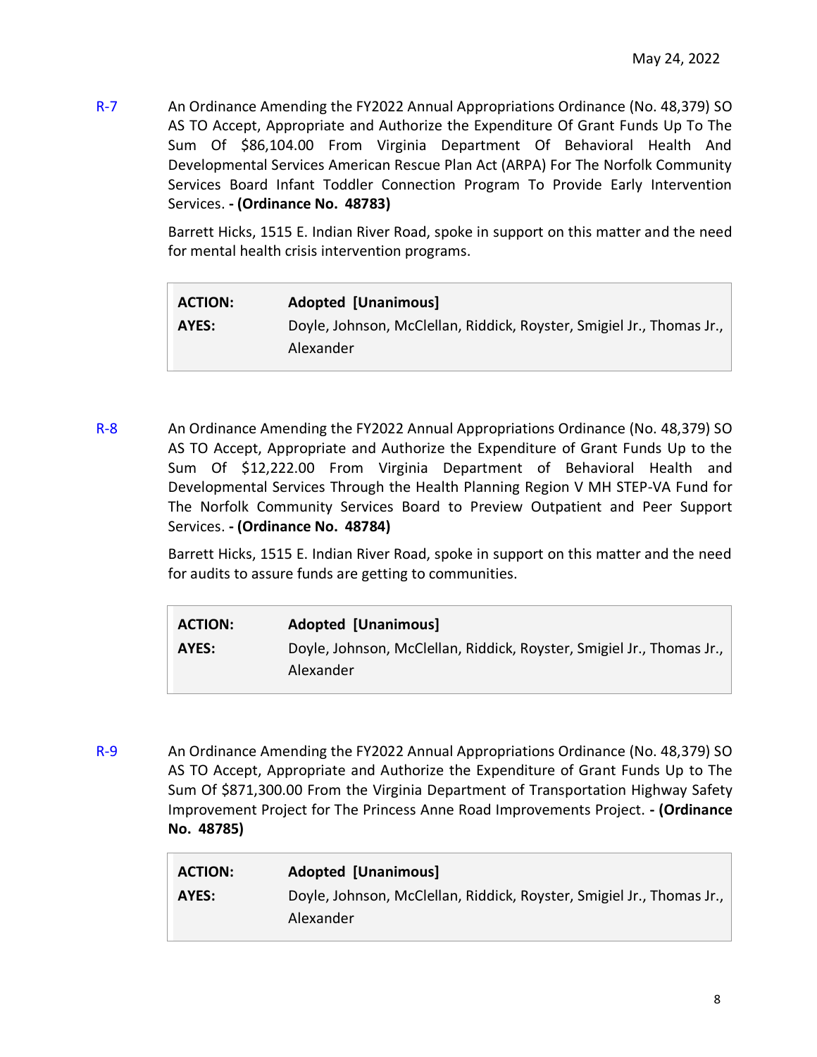R-7 An Ordinance Amending the FY2022 Annual Appropriations Ordinance (No. 48,379) SO AS TO Accept, Appropriate and Authorize the Expenditure Of Grant Funds Up To The Sum Of $86,104.00 From Virginia Department Of Behavioral Health And Developmental Services American Rescue Plan Act (ARPA) For The Norfolk Community Services Board Infant Toddler Connection Program To Provide Early Intervention Services. **- (Ordinance No. 48783)**

Barrett Hicks, 1515 E. Indian River Road, spoke in support on this matter and the need for mental health crisis intervention programs.

| | |
|---|---|
| **ACTION:** | **Adopted [Unanimous]** |
| **AYES:** | Doyle, Johnson, McClellan, Riddick, Royster, Smigiel Jr., Thomas Jr., Alexander |

R-8 An Ordinance Amending the FY2022 Annual Appropriations Ordinance (No. 48,379) SO AS TO Accept, Appropriate and Authorize the Expenditure of Grant Funds Up to the Sum Of $12,222.00 From Virginia Department of Behavioral Health and Developmental Services Through the Health Planning Region V MH STEP-VA Fund for The Norfolk Community Services Board to Preview Outpatient and Peer Support Services. **- (Ordinance No. 48784)**

Barrett Hicks, 1515 E. Indian River Road, spoke in support on this matter and the need for audits to assure funds are getting to communities.

| | |
|---|---|
| **ACTION:** | **Adopted [Unanimous]** |
| **AYES:** | Doyle, Johnson, McClellan, Riddick, Royster, Smigiel Jr., Thomas Jr., Alexander |

R-9 An Ordinance Amending the FY2022 Annual Appropriations Ordinance (No. 48,379) SO AS TO Accept, Appropriate and Authorize the Expenditure of Grant Funds Up to The Sum Of $871,300.00 From the Virginia Department of Transportation Highway Safety Improvement Project for The Princess Anne Road Improvements Project. **- (Ordinance No. 48785)**

| | |
|---|---|
| **ACTION:** | **Adopted [Unanimous]** |
| **AYES:** | Doyle, Johnson, McClellan, Riddick, Royster, Smigiel Jr., Thomas Jr., Alexander |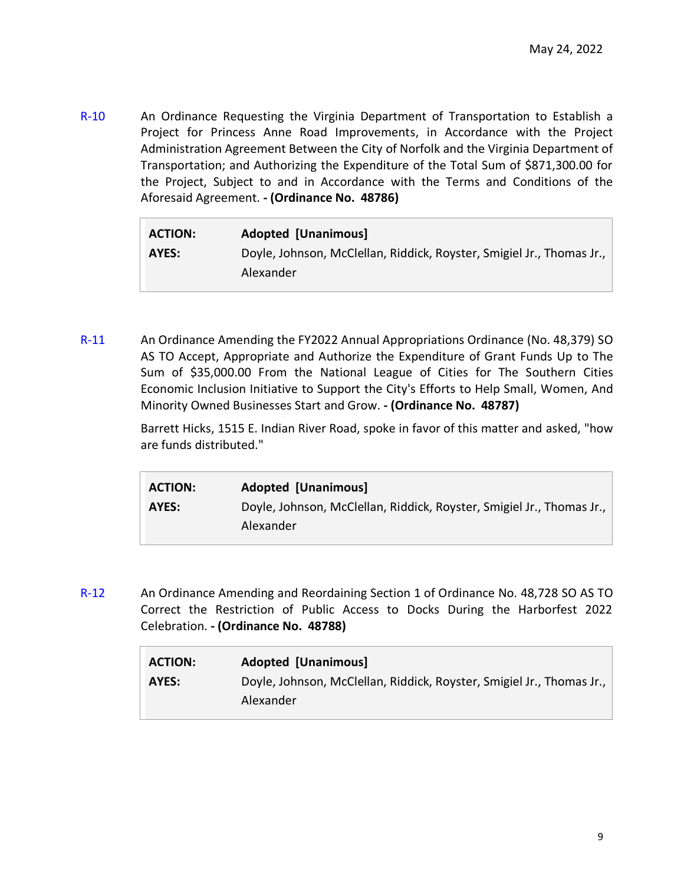**R-10** An Ordinance Requesting the Virginia Department of Transportation to Establish a Project for Princess Anne Road Improvements, in Accordance with the Project Administration Agreement Between the City of Norfolk and the Virginia Department of Transportation; and Authorizing the Expenditure of the Total Sum of $871,300.00 for the Project, Subject to and in Accordance with the Terms and Conditions of the Aforesaid Agreement. **- (Ordinance No. 48786)**

| | |
|---|---|
| **ACTION:** | **Adopted [Unanimous]** |
| **AYES:** | Doyle, Johnson, McClellan, Riddick, Royster, Smigiel Jr., Thomas Jr., Alexander |

**R-11** An Ordinance Amending the FY2022 Annual Appropriations Ordinance (No. 48,379) SO AS TO Accept, Appropriate and Authorize the Expenditure of Grant Funds Up to The Sum of $35,000.00 From the National League of Cities for The Southern Cities Economic Inclusion Initiative to Support the City's Efforts to Help Small, Women, And Minority Owned Businesses Start and Grow. **- (Ordinance No. 48787)**

Barrett Hicks, 1515 E. Indian River Road, spoke in favor of this matter and asked, "how are funds distributed."

| | |
|---|---|
| **ACTION:** | **Adopted [Unanimous]** |
| **AYES:** | Doyle, Johnson, McClellan, Riddick, Royster, Smigiel Jr., Thomas Jr., Alexander |

**R-12** An Ordinance Amending and Reordaining Section 1 of Ordinance No. 48,728 SO AS TO Correct the Restriction of Public Access to Docks During the Harborfest 2022 Celebration. **- (Ordinance No. 48788)**

| | |
|---|---|
| **ACTION:** | **Adopted [Unanimous]** |
| **AYES:** | Doyle, Johnson, McClellan, Riddick, Royster, Smigiel Jr., Thomas Jr., Alexander |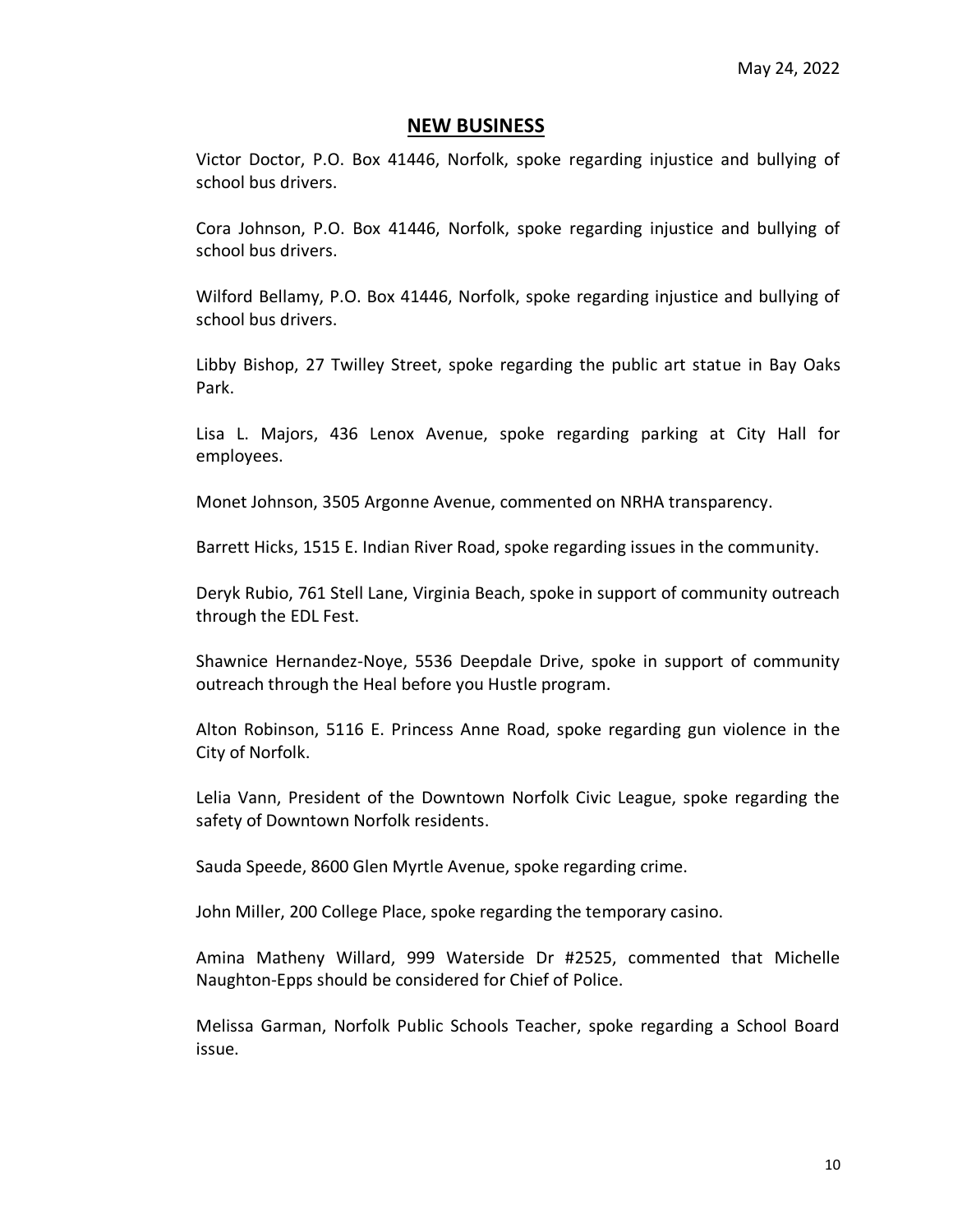## NEW BUSINESS

Victor Doctor, P.O. Box 41446, Norfolk, spoke regarding injustice and bullying of school bus drivers.

Cora Johnson, P.O. Box 41446, Norfolk, spoke regarding injustice and bullying of school bus drivers.

Wilford Bellamy, P.O. Box 41446, Norfolk, spoke regarding injustice and bullying of school bus drivers.

Libby Bishop, 27 Twilley Street, spoke regarding the public art statue in Bay Oaks Park.

Lisa L. Majors, 436 Lenox Avenue, spoke regarding parking at City Hall for employees.

Monet Johnson, 3505 Argonne Avenue, commented on NRHA transparency.

Barrett Hicks, 1515 E. Indian River Road, spoke regarding issues in the community.

Deryk Rubio, 761 Stell Lane, Virginia Beach, spoke in support of community outreach through the EDL Fest.

Shawnice Hernandez-Noye, 5536 Deepdale Drive, spoke in support of community outreach through the Heal before you Hustle program.

Alton Robinson, 5116 E. Princess Anne Road, spoke regarding gun violence in the City of Norfolk.

Lelia Vann, President of the Downtown Norfolk Civic League, spoke regarding the safety of Downtown Norfolk residents.

Sauda Speede, 8600 Glen Myrtle Avenue, spoke regarding crime.

John Miller, 200 College Place, spoke regarding the temporary casino.

Amina Matheny Willard, 999 Waterside Dr #2525, commented that Michelle Naughton-Epps should be considered for Chief of Police.

Melissa Garman, Norfolk Public Schools Teacher, spoke regarding a School Board issue.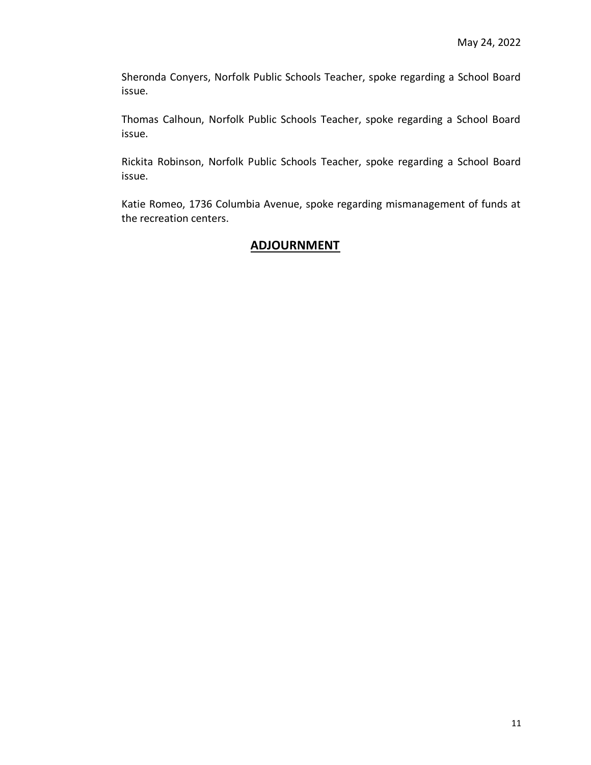Sheronda Conyers, Norfolk Public Schools Teacher, spoke regarding a School Board issue.

Thomas Calhoun, Norfolk Public Schools Teacher, spoke regarding a School Board issue.

Rickita Robinson, Norfolk Public Schools Teacher, spoke regarding a School Board issue.

Katie Romeo, 1736 Columbia Avenue, spoke regarding mismanagement of funds at the recreation centers.

## ADJOURNMENT